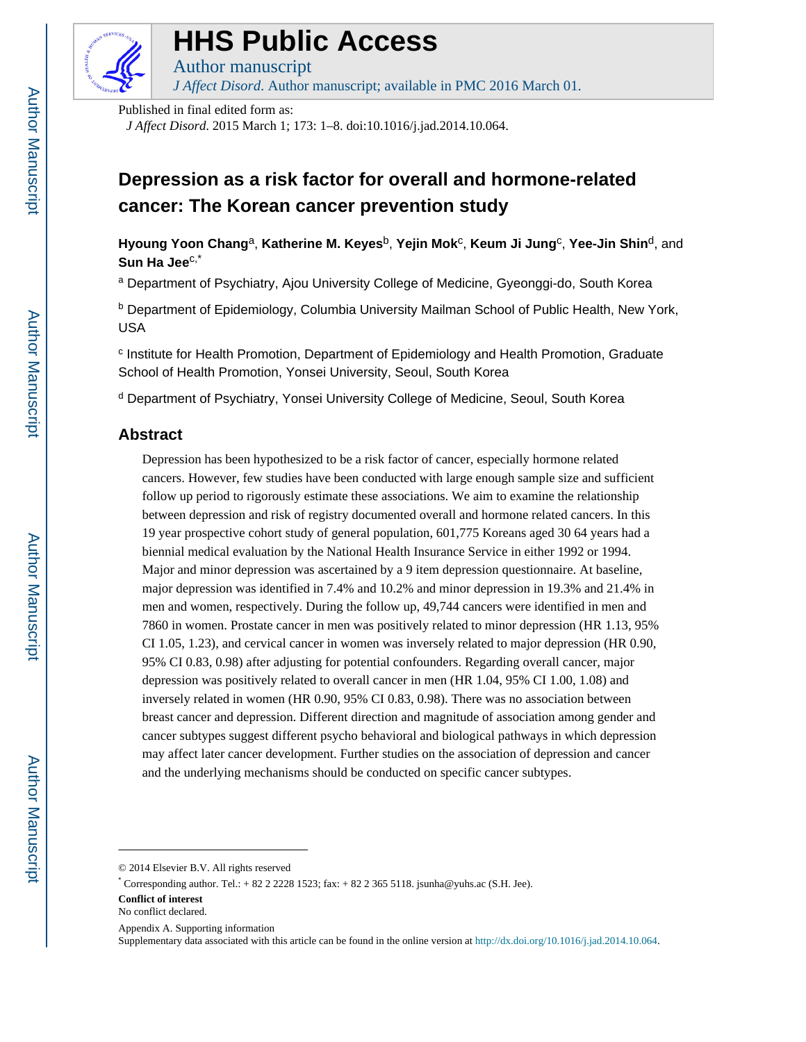# HHS Public Access

Author manuscript

*J Affect Disord*. Author manuscript; available in PMC 2016 March 01.

Published in final edited form as:

*J Affect Disord*. 2015 March 1; 173: 1–8. doi:10.1016/j.jad.2014.10.064.

# Depression as a risk factor for overall and hormone-related cancer: The Korean cancer prevention study

**Hyoung Yoon Chang**[a], **Katherine M. Keyes**[b], **Yejin Mok**[c], **Keum Ji Jung**[c], **Yee-Jin Shin**[d], and **Sun Ha Jee**[c,*]

[a] Department of Psychiatry, Ajou University College of Medicine, Gyeonggi-do, South Korea

[b] Department of Epidemiology, Columbia University Mailman School of Public Health, New York, USA

[c] Institute for Health Promotion, Department of Epidemiology and Health Promotion, Graduate School of Health Promotion, Yonsei University, Seoul, South Korea

[d] Department of Psychiatry, Yonsei University College of Medicine, Seoul, South Korea

## Abstract

Depression has been hypothesized to be a risk factor of cancer, especially hormone related cancers. However, few studies have been conducted with large enough sample size and sufficient follow up period to rigorously estimate these associations. We aim to examine the relationship between depression and risk of registry documented overall and hormone related cancers. In this 19 year prospective cohort study of general population, 601,775 Koreans aged 30 64 years had a biennial medical evaluation by the National Health Insurance Service in either 1992 or 1994. Major and minor depression was ascertained by a 9 item depression questionnaire. At baseline, major depression was identified in 7.4% and 10.2% and minor depression in 19.3% and 21.4% in men and women, respectively. During the follow up, 49,744 cancers were identified in men and 7860 in women. Prostate cancer in men was positively related to minor depression (HR 1.13, 95% CI 1.05, 1.23), and cervical cancer in women was inversely related to major depression (HR 0.90, 95% CI 0.83, 0.98) after adjusting for potential confounders. Regarding overall cancer, major depression was positively related to overall cancer in men (HR 1.04, 95% CI 1.00, 1.08) and inversely related in women (HR 0.90, 95% CI 0.83, 0.98). There was no association between breast cancer and depression. Different direction and magnitude of association among gender and cancer subtypes suggest different psycho behavioral and biological pathways in which depression may affect later cancer development. Further studies on the association of depression and cancer and the underlying mechanisms should be conducted on specific cancer subtypes.

---

© 2014 Elsevier B.V. All rights reserved

* Corresponding author. Tel.: + 82 2 2228 1523; fax: + 82 2 365 5118. jsunha@yuhs.ac (S.H. Jee).

**Conflict of interest**

No conflict declared.

Appendix A. Supporting information

Supplementary data associated with this article can be found in the online version at http://dx.doi.org/10.1016/j.jad.2014.10.064.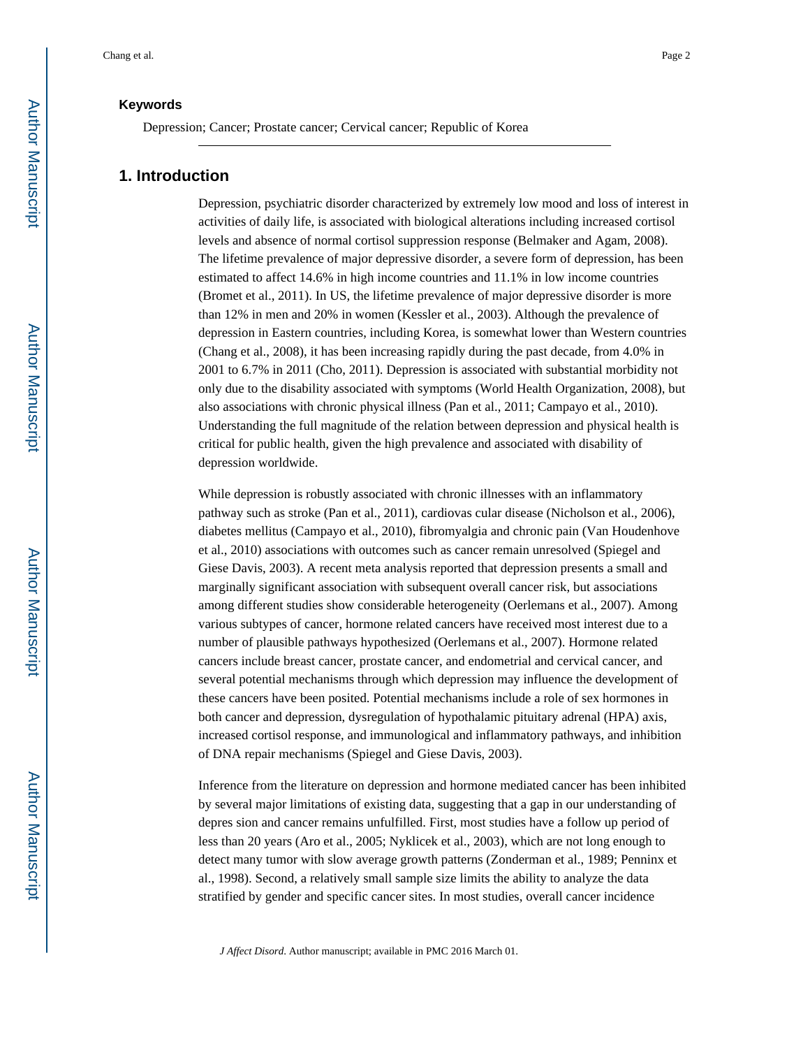### Keywords

Depression; Cancer; Prostate cancer; Cervical cancer; Republic of Korea

## 1. Introduction

Depression, psychiatric disorder characterized by extremely low mood and loss of interest in activities of daily life, is associated with biological alterations including increased cortisol levels and absence of normal cortisol suppression response (Belmaker and Agam, 2008). The lifetime prevalence of major depressive disorder, a severe form of depression, has been estimated to affect 14.6% in high income countries and 11.1% in low income countries (Bromet et al., 2011). In US, the lifetime prevalence of major depressive disorder is more than 12% in men and 20% in women (Kessler et al., 2003). Although the prevalence of depression in Eastern countries, including Korea, is somewhat lower than Western countries (Chang et al., 2008), it has been increasing rapidly during the past decade, from 4.0% in 2001 to 6.7% in 2011 (Cho, 2011). Depression is associated with substantial morbidity not only due to the disability associated with symptoms (World Health Organization, 2008), but also associations with chronic physical illness (Pan et al., 2011; Campayo et al., 2010). Understanding the full magnitude of the relation between depression and physical health is critical for public health, given the high prevalence and associated with disability of depression worldwide.

While depression is robustly associated with chronic illnesses with an inflammatory pathway such as stroke (Pan et al., 2011), cardiovas cular disease (Nicholson et al., 2006), diabetes mellitus (Campayo et al., 2010), fibromyalgia and chronic pain (Van Houdenhove et al., 2010) associations with outcomes such as cancer remain unresolved (Spiegel and Giese Davis, 2003). A recent meta analysis reported that depression presents a small and marginally significant association with subsequent overall cancer risk, but associations among different studies show considerable heterogeneity (Oerlemans et al., 2007). Among various subtypes of cancer, hormone related cancers have received most interest due to a number of plausible pathways hypothesized (Oerlemans et al., 2007). Hormone related cancers include breast cancer, prostate cancer, and endometrial and cervical cancer, and several potential mechanisms through which depression may influence the development of these cancers have been posited. Potential mechanisms include a role of sex hormones in both cancer and depression, dysregulation of hypothalamic pituitary adrenal (HPA) axis, increased cortisol response, and immunological and inflammatory pathways, and inhibition of DNA repair mechanisms (Spiegel and Giese Davis, 2003).

Inference from the literature on depression and hormone mediated cancer has been inhibited by several major limitations of existing data, suggesting that a gap in our understanding of depres sion and cancer remains unfulfilled. First, most studies have a follow up period of less than 20 years (Aro et al., 2005; Nyklicek et al., 2003), which are not long enough to detect many tumor with slow average growth patterns (Zonderman et al., 1989; Penninx et al., 1998). Second, a relatively small sample size limits the ability to analyze the data stratified by gender and specific cancer sites. In most studies, overall cancer incidence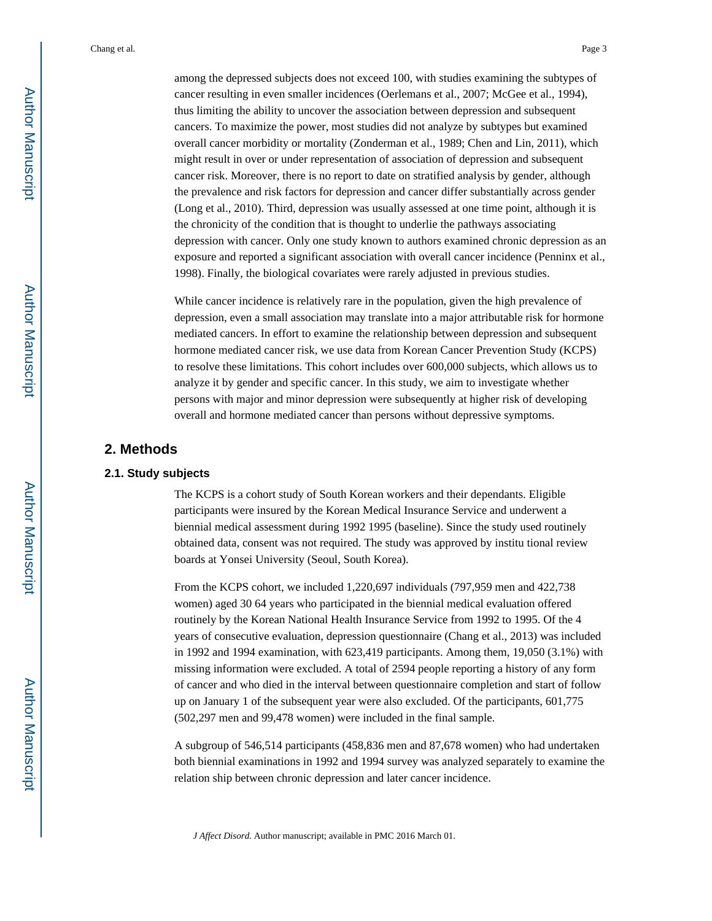among the depressed subjects does not exceed 100, with studies examining the subtypes of cancer resulting in even smaller incidences (Oerlemans et al., 2007; McGee et al., 1994), thus limiting the ability to uncover the association between depression and subsequent cancers. To maximize the power, most studies did not analyze by subtypes but examined overall cancer morbidity or mortality (Zonderman et al., 1989; Chen and Lin, 2011), which might result in over or under representation of association of depression and subsequent cancer risk. Moreover, there is no report to date on stratified analysis by gender, although the prevalence and risk factors for depression and cancer differ substantially across gender (Long et al., 2010). Third, depression was usually assessed at one time point, although it is the chronicity of the condition that is thought to underlie the pathways associating depression with cancer. Only one study known to authors examined chronic depression as an exposure and reported a significant association with overall cancer incidence (Penninx et al., 1998). Finally, the biological covariates were rarely adjusted in previous studies.

While cancer incidence is relatively rare in the population, given the high prevalence of depression, even a small association may translate into a major attributable risk for hormone mediated cancers. In effort to examine the relationship between depression and subsequent hormone mediated cancer risk, we use data from Korean Cancer Prevention Study (KCPS) to resolve these limitations. This cohort includes over 600,000 subjects, which allows us to analyze it by gender and specific cancer. In this study, we aim to investigate whether persons with major and minor depression were subsequently at higher risk of developing overall and hormone mediated cancer than persons without depressive symptoms.

## 2. Methods

### 2.1. Study subjects

The KCPS is a cohort study of South Korean workers and their dependants. Eligible participants were insured by the Korean Medical Insurance Service and underwent a biennial medical assessment during 1992 1995 (baseline). Since the study used routinely obtained data, consent was not required. The study was approved by institu tional review boards at Yonsei University (Seoul, South Korea).

From the KCPS cohort, we included 1,220,697 individuals (797,959 men and 422,738 women) aged 30 64 years who participated in the biennial medical evaluation offered routinely by the Korean National Health Insurance Service from 1992 to 1995. Of the 4 years of consecutive evaluation, depression questionnaire (Chang et al., 2013) was included in 1992 and 1994 examination, with 623,419 participants. Among them, 19,050 (3.1%) with missing information were excluded. A total of 2594 people reporting a history of any form of cancer and who died in the interval between questionnaire completion and start of follow up on January 1 of the subsequent year were also excluded. Of the participants, 601,775 (502,297 men and 99,478 women) were included in the final sample.

A subgroup of 546,514 participants (458,836 men and 87,678 women) who had undertaken both biennial examinations in 1992 and 1994 survey was analyzed separately to examine the relation ship between chronic depression and later cancer incidence.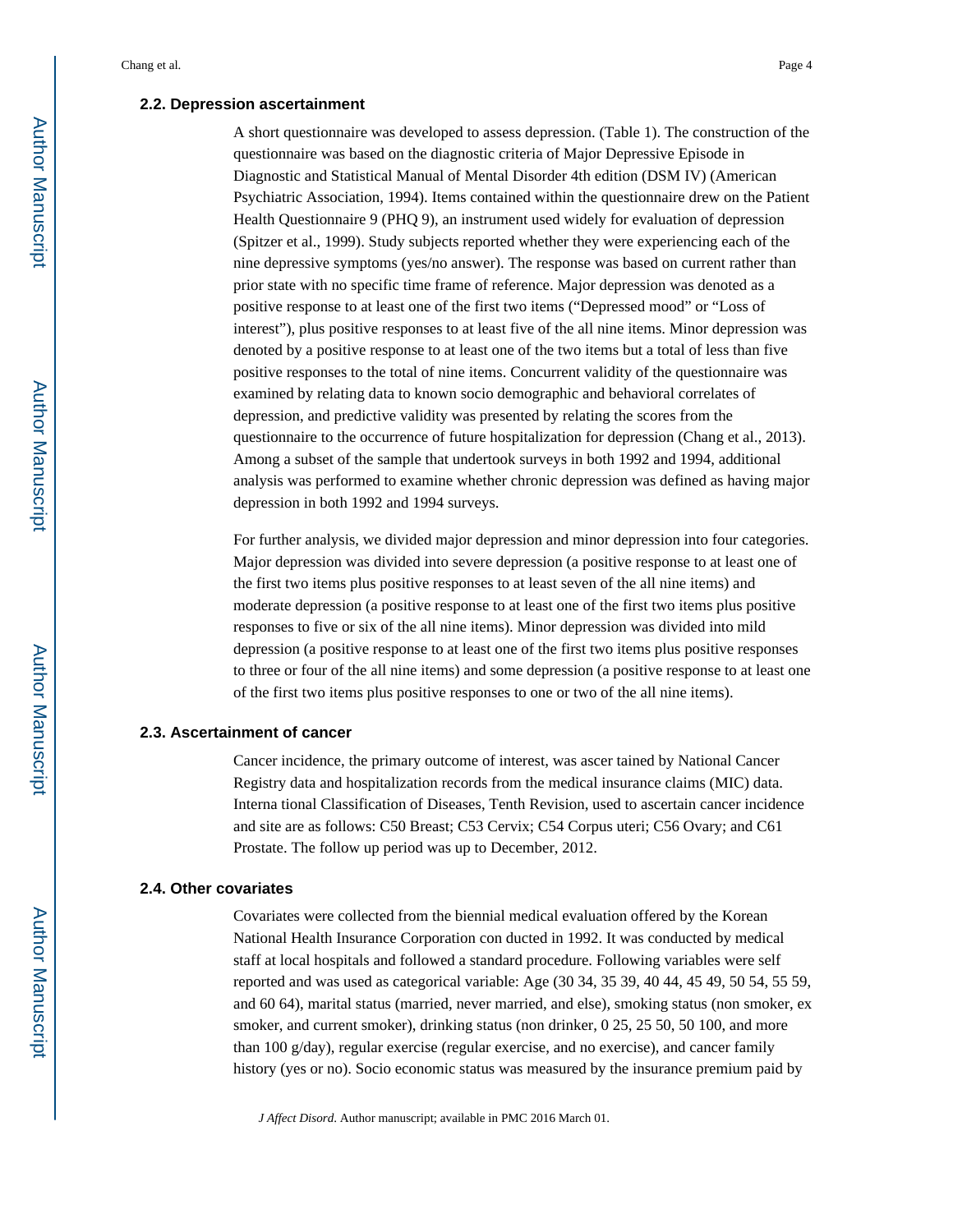### 2.2. Depression ascertainment

A short questionnaire was developed to assess depression. (Table 1). The construction of the questionnaire was based on the diagnostic criteria of Major Depressive Episode in Diagnostic and Statistical Manual of Mental Disorder 4th edition (DSM IV) (American Psychiatric Association, 1994). Items contained within the questionnaire drew on the Patient Health Questionnaire 9 (PHQ 9), an instrument used widely for evaluation of depression (Spitzer et al., 1999). Study subjects reported whether they were experiencing each of the nine depressive symptoms (yes/no answer). The response was based on current rather than prior state with no specific time frame of reference. Major depression was denoted as a positive response to at least one of the first two items ("Depressed mood" or "Loss of interest"), plus positive responses to at least five of the all nine items. Minor depression was denoted by a positive response to at least one of the two items but a total of less than five positive responses to the total of nine items. Concurrent validity of the questionnaire was examined by relating data to known socio demographic and behavioral correlates of depression, and predictive validity was presented by relating the scores from the questionnaire to the occurrence of future hospitalization for depression (Chang et al., 2013). Among a subset of the sample that undertook surveys in both 1992 and 1994, additional analysis was performed to examine whether chronic depression was defined as having major depression in both 1992 and 1994 surveys.

For further analysis, we divided major depression and minor depression into four categories. Major depression was divided into severe depression (a positive response to at least one of the first two items plus positive responses to at least seven of the all nine items) and moderate depression (a positive response to at least one of the first two items plus positive responses to five or six of the all nine items). Minor depression was divided into mild depression (a positive response to at least one of the first two items plus positive responses to three or four of the all nine items) and some depression (a positive response to at least one of the first two items plus positive responses to one or two of the all nine items).

### 2.3. Ascertainment of cancer

Cancer incidence, the primary outcome of interest, was ascer tained by National Cancer Registry data and hospitalization records from the medical insurance claims (MIC) data. Interna tional Classification of Diseases, Tenth Revision, used to ascertain cancer incidence and site are as follows: C50 Breast; C53 Cervix; C54 Corpus uteri; C56 Ovary; and C61 Prostate. The follow up period was up to December, 2012.

### 2.4. Other covariates

Covariates were collected from the biennial medical evaluation offered by the Korean National Health Insurance Corporation con ducted in 1992. It was conducted by medical staff at local hospitals and followed a standard procedure. Following variables were self reported and was used as categorical variable: Age (30 34, 35 39, 40 44, 45 49, 50 54, 55 59, and 60 64), marital status (married, never married, and else), smoking status (non smoker, ex smoker, and current smoker), drinking status (non drinker, 0 25, 25 50, 50 100, and more than 100 g/day), regular exercise (regular exercise, and no exercise), and cancer family history (yes or no). Socio economic status was measured by the insurance premium paid by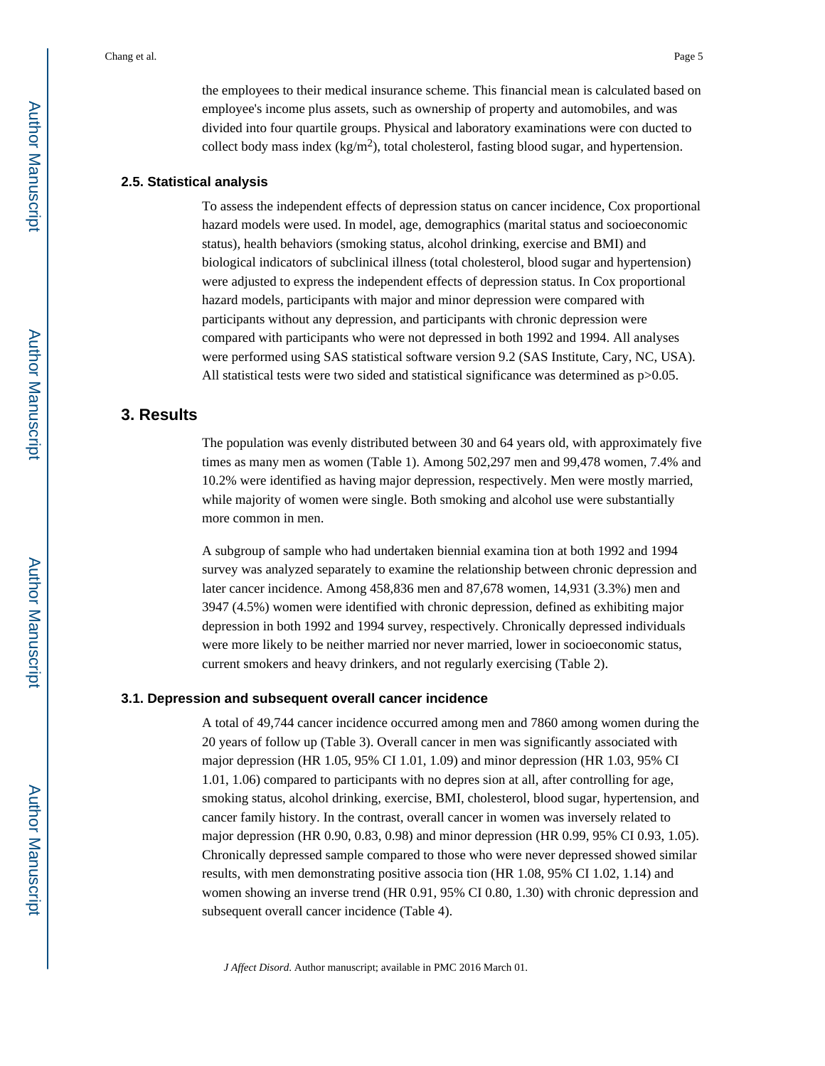the employees to their medical insurance scheme. This financial mean is calculated based on employee's income plus assets, such as ownership of property and automobiles, and was divided into four quartile groups. Physical and laboratory examinations were con ducted to collect body mass index (kg/m$^2$), total cholesterol, fasting blood sugar, and hypertension.

### 2.5. Statistical analysis

To assess the independent effects of depression status on cancer incidence, Cox proportional hazard models were used. In model, age, demographics (marital status and socioeconomic status), health behaviors (smoking status, alcohol drinking, exercise and BMI) and biological indicators of subclinical illness (total cholesterol, blood sugar and hypertension) were adjusted to express the independent effects of depression status. In Cox proportional hazard models, participants with major and minor depression were compared with participants without any depression, and participants with chronic depression were compared with participants who were not depressed in both 1992 and 1994. All analyses were performed using SAS statistical software version 9.2 (SAS Institute, Cary, NC, USA). All statistical tests were two sided and statistical significance was determined as $p>0.05$.

## 3. Results

The population was evenly distributed between 30 and 64 years old, with approximately five times as many men as women (Table 1). Among 502,297 men and 99,478 women, 7.4% and 10.2% were identified as having major depression, respectively. Men were mostly married, while majority of women were single. Both smoking and alcohol use were substantially more common in men.

A subgroup of sample who had undertaken biennial examina tion at both 1992 and 1994 survey was analyzed separately to examine the relationship between chronic depression and later cancer incidence. Among 458,836 men and 87,678 women, 14,931 (3.3%) men and 3947 (4.5%) women were identified with chronic depression, defined as exhibiting major depression in both 1992 and 1994 survey, respectively. Chronically depressed individuals were more likely to be neither married nor never married, lower in socioeconomic status, current smokers and heavy drinkers, and not regularly exercising (Table 2).

### 3.1. Depression and subsequent overall cancer incidence

A total of 49,744 cancer incidence occurred among men and 7860 among women during the 20 years of follow up (Table 3). Overall cancer in men was significantly associated with major depression (HR 1.05, 95% CI 1.01, 1.09) and minor depression (HR 1.03, 95% CI 1.01, 1.06) compared to participants with no depres sion at all, after controlling for age, smoking status, alcohol drinking, exercise, BMI, cholesterol, blood sugar, hypertension, and cancer family history. In the contrast, overall cancer in women was inversely related to major depression (HR 0.90, 0.83, 0.98) and minor depression (HR 0.99, 95% CI 0.93, 1.05). Chronically depressed sample compared to those who were never depressed showed similar results, with men demonstrating positive associa tion (HR 1.08, 95% CI 1.02, 1.14) and women showing an inverse trend (HR 0.91, 95% CI 0.80, 1.30) with chronic depression and subsequent overall cancer incidence (Table 4).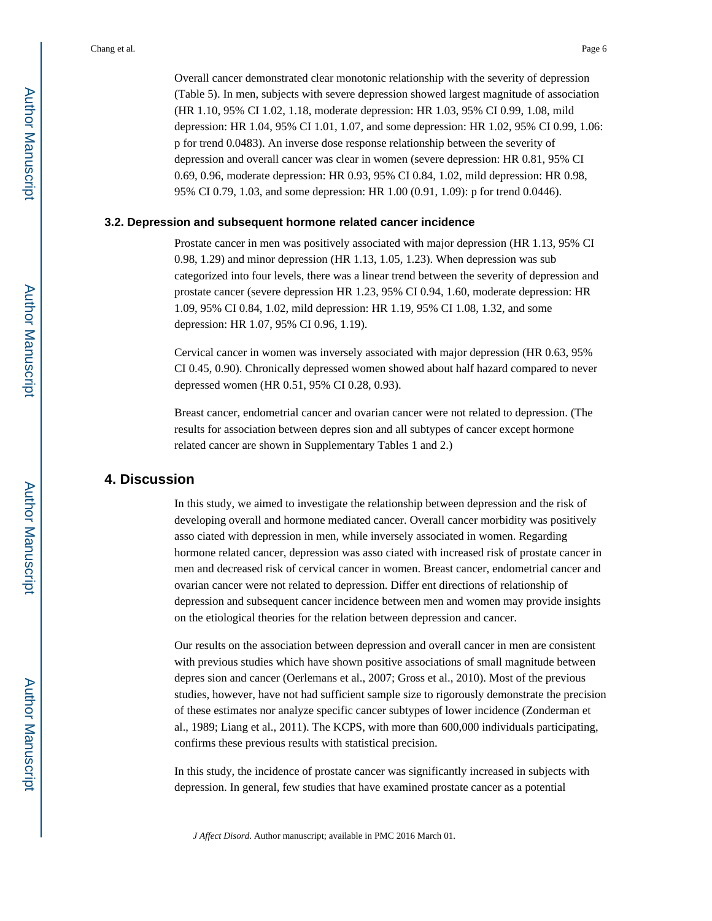Overall cancer demonstrated clear monotonic relationship with the severity of depression (Table 5). In men, subjects with severe depression showed largest magnitude of association (HR 1.10, 95% CI 1.02, 1.18, moderate depression: HR 1.03, 95% CI 0.99, 1.08, mild depression: HR 1.04, 95% CI 1.01, 1.07, and some depression: HR 1.02, 95% CI 0.99, 1.06: p for trend 0.0483). An inverse dose response relationship between the severity of depression and overall cancer was clear in women (severe depression: HR 0.81, 95% CI 0.69, 0.96, moderate depression: HR 0.93, 95% CI 0.84, 1.02, mild depression: HR 0.98, 95% CI 0.79, 1.03, and some depression: HR 1.00 (0.91, 1.09): p for trend 0.0446).

### 3.2. Depression and subsequent hormone related cancer incidence

Prostate cancer in men was positively associated with major depression (HR 1.13, 95% CI 0.98, 1.29) and minor depression (HR 1.13, 1.05, 1.23). When depression was sub categorized into four levels, there was a linear trend between the severity of depression and prostate cancer (severe depression HR 1.23, 95% CI 0.94, 1.60, moderate depression: HR 1.09, 95% CI 0.84, 1.02, mild depression: HR 1.19, 95% CI 1.08, 1.32, and some depression: HR 1.07, 95% CI 0.96, 1.19).

Cervical cancer in women was inversely associated with major depression (HR 0.63, 95% CI 0.45, 0.90). Chronically depressed women showed about half hazard compared to never depressed women (HR 0.51, 95% CI 0.28, 0.93).

Breast cancer, endometrial cancer and ovarian cancer were not related to depression. (The results for association between depres sion and all subtypes of cancer except hormone related cancer are shown in Supplementary Tables 1 and 2.)

## 4. Discussion

In this study, we aimed to investigate the relationship between depression and the risk of developing overall and hormone mediated cancer. Overall cancer morbidity was positively asso ciated with depression in men, while inversely associated in women. Regarding hormone related cancer, depression was asso ciated with increased risk of prostate cancer in men and decreased risk of cervical cancer in women. Breast cancer, endometrial cancer and ovarian cancer were not related to depression. Differ ent directions of relationship of depression and subsequent cancer incidence between men and women may provide insights on the etiological theories for the relation between depression and cancer.

Our results on the association between depression and overall cancer in men are consistent with previous studies which have shown positive associations of small magnitude between depres sion and cancer (Oerlemans et al., 2007; Gross et al., 2010). Most of the previous studies, however, have not had sufficient sample size to rigorously demonstrate the precision of these estimates nor analyze specific cancer subtypes of lower incidence (Zonderman et al., 1989; Liang et al., 2011). The KCPS, with more than 600,000 individuals participating, confirms these previous results with statistical precision.

In this study, the incidence of prostate cancer was significantly increased in subjects with depression. In general, few studies that have examined prostate cancer as a potential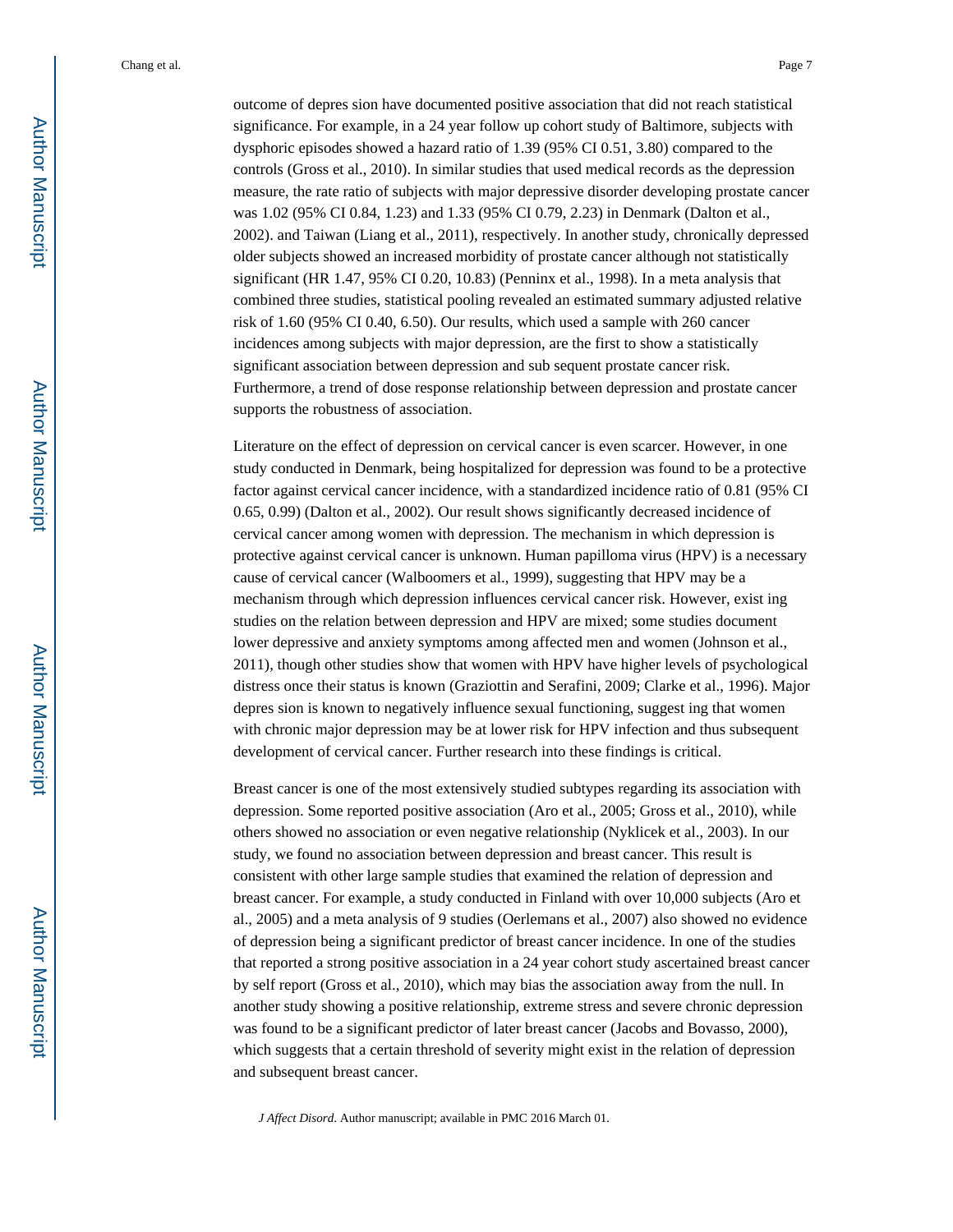outcome of depres sion have documented positive association that did not reach statistical significance. For example, in a 24 year follow up cohort study of Baltimore, subjects with dysphoric episodes showed a hazard ratio of 1.39 (95% CI 0.51, 3.80) compared to the controls (Gross et al., 2010). In similar studies that used medical records as the depression measure, the rate ratio of subjects with major depressive disorder developing prostate cancer was 1.02 (95% CI 0.84, 1.23) and 1.33 (95% CI 0.79, 2.23) in Denmark (Dalton et al., 2002). and Taiwan (Liang et al., 2011), respectively. In another study, chronically depressed older subjects showed an increased morbidity of prostate cancer although not statistically significant (HR 1.47, 95% CI 0.20, 10.83) (Penninx et al., 1998). In a meta analysis that combined three studies, statistical pooling revealed an estimated summary adjusted relative risk of 1.60 (95% CI 0.40, 6.50). Our results, which used a sample with 260 cancer incidences among subjects with major depression, are the first to show a statistically significant association between depression and sub sequent prostate cancer risk. Furthermore, a trend of dose response relationship between depression and prostate cancer supports the robustness of association.

Literature on the effect of depression on cervical cancer is even scarcer. However, in one study conducted in Denmark, being hospitalized for depression was found to be a protective factor against cervical cancer incidence, with a standardized incidence ratio of 0.81 (95% CI 0.65, 0.99) (Dalton et al., 2002). Our result shows significantly decreased incidence of cervical cancer among women with depression. The mechanism in which depression is protective against cervical cancer is unknown. Human papilloma virus (HPV) is a necessary cause of cervical cancer (Walboomers et al., 1999), suggesting that HPV may be a mechanism through which depression influences cervical cancer risk. However, exist ing studies on the relation between depression and HPV are mixed; some studies document lower depressive and anxiety symptoms among affected men and women (Johnson et al., 2011), though other studies show that women with HPV have higher levels of psychological distress once their status is known (Graziottin and Serafini, 2009; Clarke et al., 1996). Major depres sion is known to negatively influence sexual functioning, suggest ing that women with chronic major depression may be at lower risk for HPV infection and thus subsequent development of cervical cancer. Further research into these findings is critical.

Breast cancer is one of the most extensively studied subtypes regarding its association with depression. Some reported positive association (Aro et al., 2005; Gross et al., 2010), while others showed no association or even negative relationship (Nyklicek et al., 2003). In our study, we found no association between depression and breast cancer. This result is consistent with other large sample studies that examined the relation of depression and breast cancer. For example, a study conducted in Finland with over 10,000 subjects (Aro et al., 2005) and a meta analysis of 9 studies (Oerlemans et al., 2007) also showed no evidence of depression being a significant predictor of breast cancer incidence. In one of the studies that reported a strong positive association in a 24 year cohort study ascertained breast cancer by self report (Gross et al., 2010), which may bias the association away from the null. In another study showing a positive relationship, extreme stress and severe chronic depression was found to be a significant predictor of later breast cancer (Jacobs and Bovasso, 2000), which suggests that a certain threshold of severity might exist in the relation of depression and subsequent breast cancer.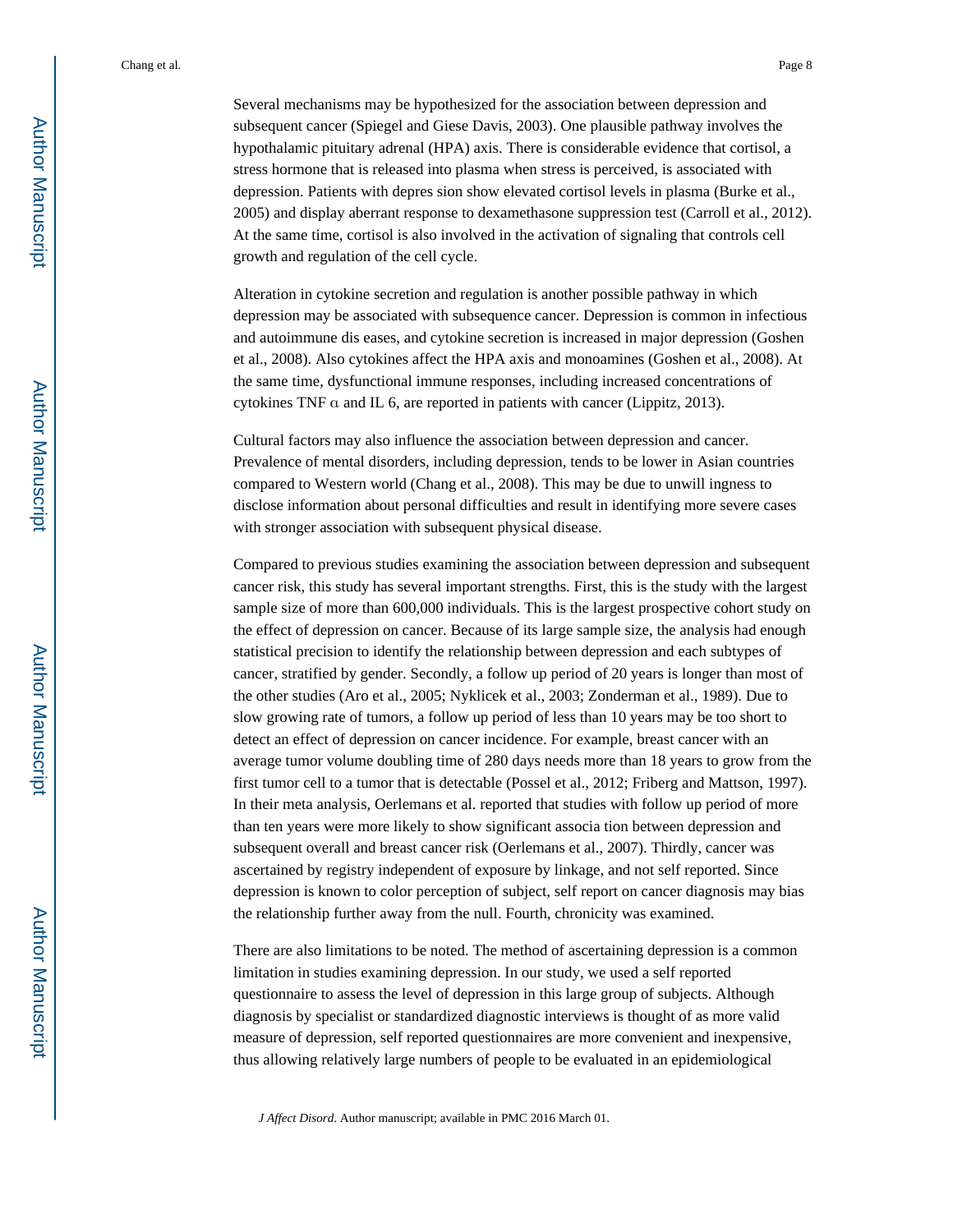Several mechanisms may be hypothesized for the association between depression and subsequent cancer (Spiegel and Giese Davis, 2003). One plausible pathway involves the hypothalamic pituitary adrenal (HPA) axis. There is considerable evidence that cortisol, a stress hormone that is released into plasma when stress is perceived, is associated with depression. Patients with depres sion show elevated cortisol levels in plasma (Burke et al., 2005) and display aberrant response to dexamethasone suppression test (Carroll et al., 2012). At the same time, cortisol is also involved in the activation of signaling that controls cell growth and regulation of the cell cycle.

Alteration in cytokine secretion and regulation is another possible pathway in which depression may be associated with subsequence cancer. Depression is common in infectious and autoimmune dis eases, and cytokine secretion is increased in major depression (Goshen et al., 2008). Also cytokines affect the HPA axis and monoamines (Goshen et al., 2008). At the same time, dysfunctional immune responses, including increased concentrations of cytokines TNF α and IL 6, are reported in patients with cancer (Lippitz, 2013).

Cultural factors may also influence the association between depression and cancer. Prevalence of mental disorders, including depression, tends to be lower in Asian countries compared to Western world (Chang et al., 2008). This may be due to unwill ingness to disclose information about personal difficulties and result in identifying more severe cases with stronger association with subsequent physical disease.

Compared to previous studies examining the association between depression and subsequent cancer risk, this study has several important strengths. First, this is the study with the largest sample size of more than 600,000 individuals. This is the largest prospective cohort study on the effect of depression on cancer. Because of its large sample size, the analysis had enough statistical precision to identify the relationship between depression and each subtypes of cancer, stratified by gender. Secondly, a follow up period of 20 years is longer than most of the other studies (Aro et al., 2005; Nyklicek et al., 2003; Zonderman et al., 1989). Due to slow growing rate of tumors, a follow up period of less than 10 years may be too short to detect an effect of depression on cancer incidence. For example, breast cancer with an average tumor volume doubling time of 280 days needs more than 18 years to grow from the first tumor cell to a tumor that is detectable (Possel et al., 2012; Friberg and Mattson, 1997). In their meta analysis, Oerlemans et al. reported that studies with follow up period of more than ten years were more likely to show significant associa tion between depression and subsequent overall and breast cancer risk (Oerlemans et al., 2007). Thirdly, cancer was ascertained by registry independent of exposure by linkage, and not self reported. Since depression is known to color perception of subject, self report on cancer diagnosis may bias the relationship further away from the null. Fourth, chronicity was examined.

There are also limitations to be noted. The method of ascertaining depression is a common limitation in studies examining depression. In our study, we used a self reported questionnaire to assess the level of depression in this large group of subjects. Although diagnosis by specialist or standardized diagnostic interviews is thought of as more valid measure of depression, self reported questionnaires are more convenient and inexpensive, thus allowing relatively large numbers of people to be evaluated in an epidemiological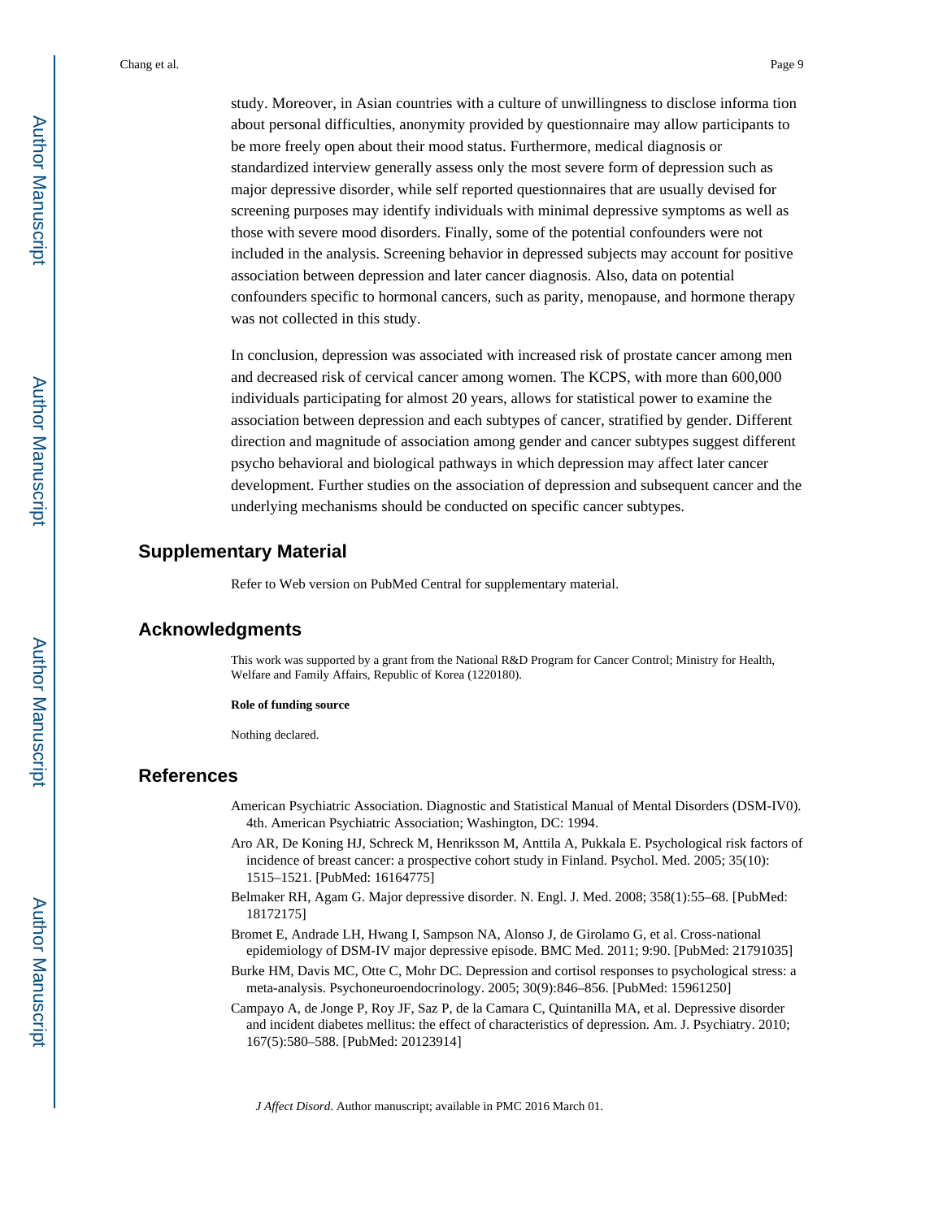study. Moreover, in Asian countries with a culture of unwillingness to disclose informa tion about personal difficulties, anonymity provided by questionnaire may allow participants to be more freely open about their mood status. Furthermore, medical diagnosis or standardized interview generally assess only the most severe form of depression such as major depressive disorder, while self reported questionnaires that are usually devised for screening purposes may identify individuals with minimal depressive symptoms as well as those with severe mood disorders. Finally, some of the potential confounders were not included in the analysis. Screening behavior in depressed subjects may account for positive association between depression and later cancer diagnosis. Also, data on potential confounders specific to hormonal cancers, such as parity, menopause, and hormone therapy was not collected in this study.

In conclusion, depression was associated with increased risk of prostate cancer among men and decreased risk of cervical cancer among women. The KCPS, with more than 600,000 individuals participating for almost 20 years, allows for statistical power to examine the association between depression and each subtypes of cancer, stratified by gender. Different direction and magnitude of association among gender and cancer subtypes suggest different psycho behavioral and biological pathways in which depression may affect later cancer development. Further studies on the association of depression and subsequent cancer and the underlying mechanisms should be conducted on specific cancer subtypes.

## Supplementary Material

Refer to Web version on PubMed Central for supplementary material.

## Acknowledgments

This work was supported by a grant from the National R&D Program for Cancer Control; Ministry for Health, Welfare and Family Affairs, Republic of Korea (1220180).

**Role of funding source**

Nothing declared.

## References

American Psychiatric Association. Diagnostic and Statistical Manual of Mental Disorders (DSM-IV0). 4th. American Psychiatric Association; Washington, DC: 1994.

Aro AR, De Koning HJ, Schreck M, Henriksson M, Anttila A, Pukkala E. Psychological risk factors of incidence of breast cancer: a prospective cohort study in Finland. Psychol. Med. 2005; 35(10): 1515–1521. [PubMed: 16164775]

Belmaker RH, Agam G. Major depressive disorder. N. Engl. J. Med. 2008; 358(1):55–68. [PubMed: 18172175]

Bromet E, Andrade LH, Hwang I, Sampson NA, Alonso J, de Girolamo G, et al. Cross-national epidemiology of DSM-IV major depressive episode. BMC Med. 2011; 9:90. [PubMed: 21791035]

Burke HM, Davis MC, Otte C, Mohr DC. Depression and cortisol responses to psychological stress: a meta-analysis. Psychoneuroendocrinology. 2005; 30(9):846–856. [PubMed: 15961250]

Campayo A, de Jonge P, Roy JF, Saz P, de la Camara C, Quintanilla MA, et al. Depressive disorder and incident diabetes mellitus: the effect of characteristics of depression. Am. J. Psychiatry. 2010; 167(5):580–588. [PubMed: 20123914]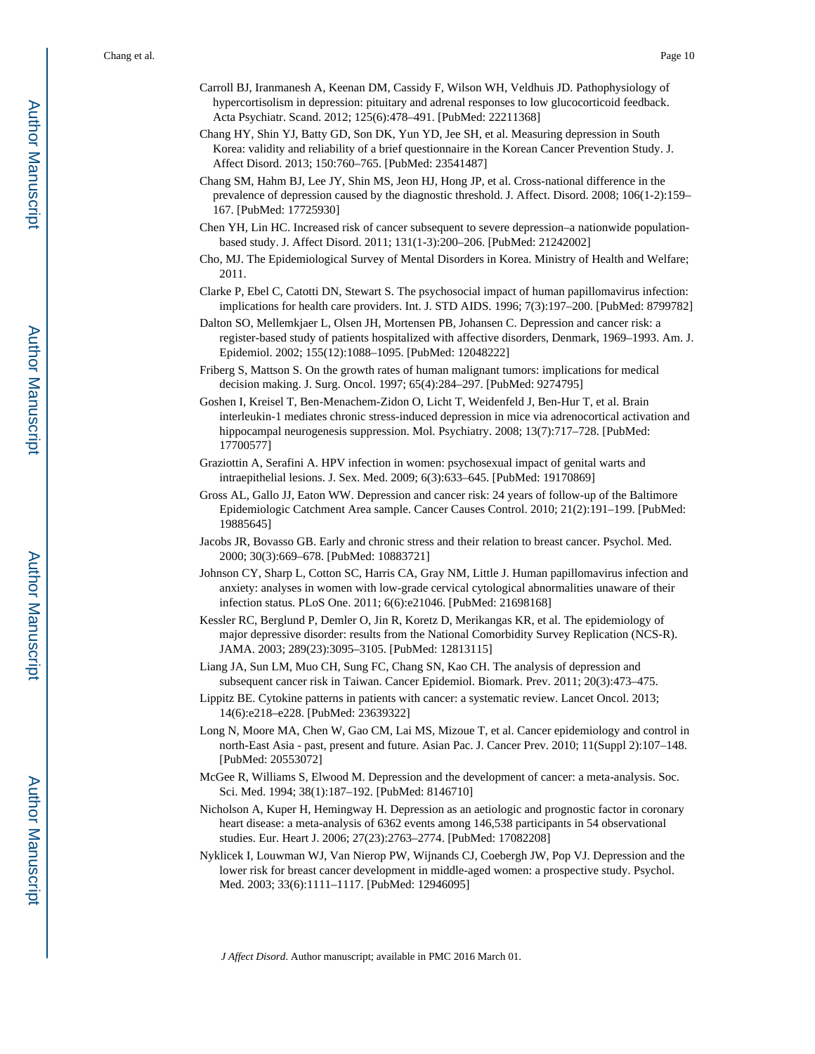Carroll BJ, Iranmanesh A, Keenan DM, Cassidy F, Wilson WH, Veldhuis JD. Pathophysiology of hypercortisolism in depression: pituitary and adrenal responses to low glucocorticoid feedback. Acta Psychiatr. Scand. 2012; 125(6):478–491. [PubMed: 22211368]

Chang HY, Shin YJ, Batty GD, Son DK, Yun YD, Jee SH, et al. Measuring depression in South Korea: validity and reliability of a brief questionnaire in the Korean Cancer Prevention Study. J. Affect Disord. 2013; 150:760–765. [PubMed: 23541487]

Chang SM, Hahm BJ, Lee JY, Shin MS, Jeon HJ, Hong JP, et al. Cross-national difference in the prevalence of depression caused by the diagnostic threshold. J. Affect. Disord. 2008; 106(1-2):159–167. [PubMed: 17725930]

Chen YH, Lin HC. Increased risk of cancer subsequent to severe depression–a nationwide population-based study. J. Affect Disord. 2011; 131(1-3):200–206. [PubMed: 21242002]

Cho, MJ. The Epidemiological Survey of Mental Disorders in Korea. Ministry of Health and Welfare; 2011.

Clarke P, Ebel C, Catotti DN, Stewart S. The psychosocial impact of human papillomavirus infection: implications for health care providers. Int. J. STD AIDS. 1996; 7(3):197–200. [PubMed: 8799782]

Dalton SO, Mellemkjaer L, Olsen JH, Mortensen PB, Johansen C. Depression and cancer risk: a register-based study of patients hospitalized with affective disorders, Denmark, 1969–1993. Am. J. Epidemiol. 2002; 155(12):1088–1095. [PubMed: 12048222]

Friberg S, Mattson S. On the growth rates of human malignant tumors: implications for medical decision making. J. Surg. Oncol. 1997; 65(4):284–297. [PubMed: 9274795]

Goshen I, Kreisel T, Ben-Menachem-Zidon O, Licht T, Weidenfeld J, Ben-Hur T, et al. Brain interleukin-1 mediates chronic stress-induced depression in mice via adrenocortical activation and hippocampal neurogenesis suppression. Mol. Psychiatry. 2008; 13(7):717–728. [PubMed: 17700577]

Graziottin A, Serafini A. HPV infection in women: psychosexual impact of genital warts and intraepithelial lesions. J. Sex. Med. 2009; 6(3):633–645. [PubMed: 19170869]

Gross AL, Gallo JJ, Eaton WW. Depression and cancer risk: 24 years of follow-up of the Baltimore Epidemiologic Catchment Area sample. Cancer Causes Control. 2010; 21(2):191–199. [PubMed: 19885645]

Jacobs JR, Bovasso GB. Early and chronic stress and their relation to breast cancer. Psychol. Med. 2000; 30(3):669–678. [PubMed: 10883721]

Johnson CY, Sharp L, Cotton SC, Harris CA, Gray NM, Little J. Human papillomavirus infection and anxiety: analyses in women with low-grade cervical cytological abnormalities unaware of their infection status. PLoS One. 2011; 6(6):e21046. [PubMed: 21698168]

Kessler RC, Berglund P, Demler O, Jin R, Koretz D, Merikangas KR, et al. The epidemiology of major depressive disorder: results from the National Comorbidity Survey Replication (NCS-R). JAMA. 2003; 289(23):3095–3105. [PubMed: 12813115]

Liang JA, Sun LM, Muo CH, Sung FC, Chang SN, Kao CH. The analysis of depression and subsequent cancer risk in Taiwan. Cancer Epidemiol. Biomark. Prev. 2011; 20(3):473–475.

Lippitz BE. Cytokine patterns in patients with cancer: a systematic review. Lancet Oncol. 2013; 14(6):e218–e228. [PubMed: 23639322]

Long N, Moore MA, Chen W, Gao CM, Lai MS, Mizoue T, et al. Cancer epidemiology and control in north-East Asia - past, present and future. Asian Pac. J. Cancer Prev. 2010; 11(Suppl 2):107–148. [PubMed: 20553072]

McGee R, Williams S, Elwood M. Depression and the development of cancer: a meta-analysis. Soc. Sci. Med. 1994; 38(1):187–192. [PubMed: 8146710]

Nicholson A, Kuper H, Hemingway H. Depression as an aetiologic and prognostic factor in coronary heart disease: a meta-analysis of 6362 events among 146,538 participants in 54 observational studies. Eur. Heart J. 2006; 27(23):2763–2774. [PubMed: 17082208]

Nyklicek I, Louwman WJ, Van Nierop PW, Wijnands CJ, Coebergh JW, Pop VJ. Depression and the lower risk for breast cancer development in middle-aged women: a prospective study. Psychol. Med. 2003; 33(6):1111–1117. [PubMed: 12946095]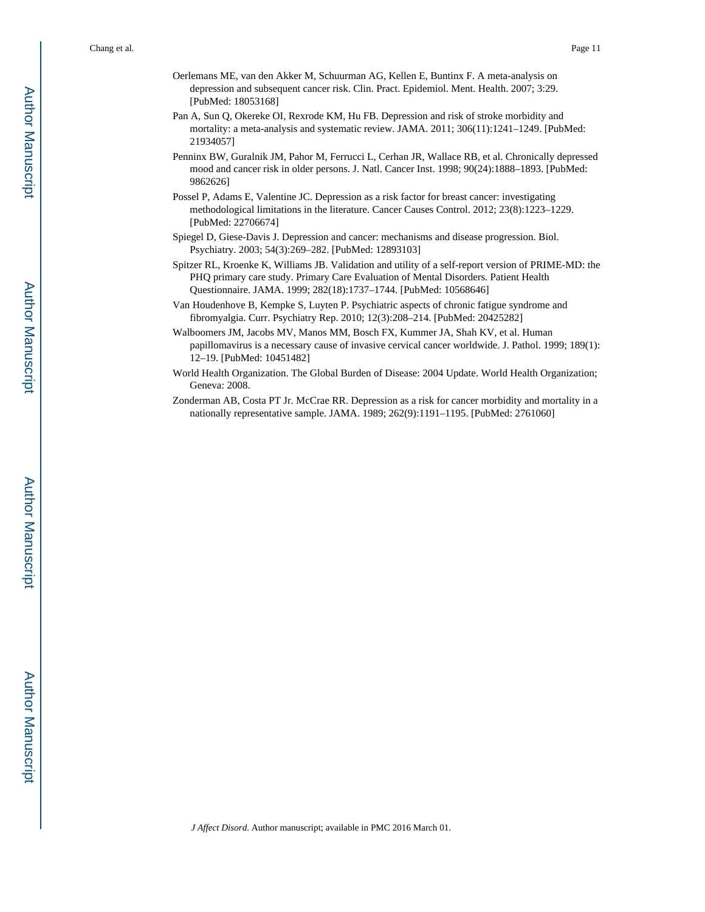Oerlemans ME, van den Akker M, Schuurman AG, Kellen E, Buntinx F. A meta-analysis on depression and subsequent cancer risk. Clin. Pract. Epidemiol. Ment. Health. 2007; 3:29. [PubMed: 18053168]

Pan A, Sun Q, Okereke OI, Rexrode KM, Hu FB. Depression and risk of stroke morbidity and mortality: a meta-analysis and systematic review. JAMA. 2011; 306(11):1241–1249. [PubMed: 21934057]

Penninx BW, Guralnik JM, Pahor M, Ferrucci L, Cerhan JR, Wallace RB, et al. Chronically depressed mood and cancer risk in older persons. J. Natl. Cancer Inst. 1998; 90(24):1888–1893. [PubMed: 9862626]

Possel P, Adams E, Valentine JC. Depression as a risk factor for breast cancer: investigating methodological limitations in the literature. Cancer Causes Control. 2012; 23(8):1223–1229. [PubMed: 22706674]

Spiegel D, Giese-Davis J. Depression and cancer: mechanisms and disease progression. Biol. Psychiatry. 2003; 54(3):269–282. [PubMed: 12893103]

Spitzer RL, Kroenke K, Williams JB. Validation and utility of a self-report version of PRIME-MD: the PHQ primary care study. Primary Care Evaluation of Mental Disorders. Patient Health Questionnaire. JAMA. 1999; 282(18):1737–1744. [PubMed: 10568646]

Van Houdenhove B, Kempke S, Luyten P. Psychiatric aspects of chronic fatigue syndrome and fibromyalgia. Curr. Psychiatry Rep. 2010; 12(3):208–214. [PubMed: 20425282]

Walboomers JM, Jacobs MV, Manos MM, Bosch FX, Kummer JA, Shah KV, et al. Human papillomavirus is a necessary cause of invasive cervical cancer worldwide. J. Pathol. 1999; 189(1): 12–19. [PubMed: 10451482]

World Health Organization. The Global Burden of Disease: 2004 Update. World Health Organization; Geneva: 2008.

Zonderman AB, Costa PT Jr. McCrae RR. Depression as a risk for cancer morbidity and mortality in a nationally representative sample. JAMA. 1989; 262(9):1191–1195. [PubMed: 2761060]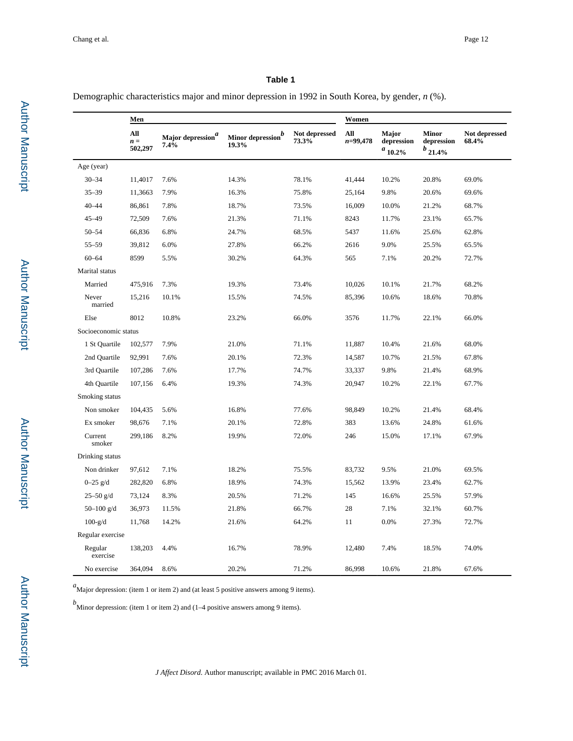**Table 1**

Demographic characteristics major and minor depression in 1992 in South Korea, by gender, *n* (%).

| | Men | | | | Women | | | |
|---|---|---|---|---|---|---|---|---|
| | All *n* = 502,297 | Major depression[a] 7.4% | Minor depression[b] 19.3% | Not depressed 73.3% | All *n*=99,478 | Major depression[a] 10.2% | Minor depression[b] 21.4% | Not depressed 68.4% |
| Age (year) | | | | | | | | |
| 30–34 | 11,4017 | 7.6% | 14.3% | 78.1% | 41,444 | 10.2% | 20.8% | 69.0% |
| 35–39 | 11,3663 | 7.9% | 16.3% | 75.8% | 25,164 | 9.8% | 20.6% | 69.6% |
| 40–44 | 86,861 | 7.8% | 18.7% | 73.5% | 16,009 | 10.0% | 21.2% | 68.7% |
| 45–49 | 72,509 | 7.6% | 21.3% | 71.1% | 8243 | 11.7% | 23.1% | 65.7% |
| 50–54 | 66,836 | 6.8% | 24.7% | 68.5% | 5437 | 11.6% | 25.6% | 62.8% |
| 55–59 | 39,812 | 6.0% | 27.8% | 66.2% | 2616 | 9.0% | 25.5% | 65.5% |
| 60–64 | 8599 | 5.5% | 30.2% | 64.3% | 565 | 7.1% | 20.2% | 72.7% |
| Marital status | | | | | | | | |
| Married | 475,916 | 7.3% | 19.3% | 73.4% | 10,026 | 10.1% | 21.7% | 68.2% |
| Never married | 15,216 | 10.1% | 15.5% | 74.5% | 85,396 | 10.6% | 18.6% | 70.8% |
| Else | 8012 | 10.8% | 23.2% | 66.0% | 3576 | 11.7% | 22.1% | 66.0% |
| Socioeconomic status | | | | | | | | |
| 1 St Quartile | 102,577 | 7.9% | 21.0% | 71.1% | 11,887 | 10.4% | 21.6% | 68.0% |
| 2nd Quartile | 92,991 | 7.6% | 20.1% | 72.3% | 14,587 | 10.7% | 21.5% | 67.8% |
| 3rd Quartile | 107,286 | 7.6% | 17.7% | 74.7% | 33,337 | 9.8% | 21.4% | 68.9% |
| 4th Quartile | 107,156 | 6.4% | 19.3% | 74.3% | 20,947 | 10.2% | 22.1% | 67.7% |
| Smoking status | | | | | | | | |
| Non smoker | 104,435 | 5.6% | 16.8% | 77.6% | 98,849 | 10.2% | 21.4% | 68.4% |
| Ex smoker | 98,676 | 7.1% | 20.1% | 72.8% | 383 | 13.6% | 24.8% | 61.6% |
| Current smoker | 299,186 | 8.2% | 19.9% | 72.0% | 246 | 15.0% | 17.1% | 67.9% |
| Drinking status | | | | | | | | |
| Non drinker | 97,612 | 7.1% | 18.2% | 75.5% | 83,732 | 9.5% | 21.0% | 69.5% |
| 0–25 g/d | 282,820 | 6.8% | 18.9% | 74.3% | 15,562 | 13.9% | 23.4% | 62.7% |
| 25–50 g/d | 73,124 | 8.3% | 20.5% | 71.2% | 145 | 16.6% | 25.5% | 57.9% |
| 50–100 g/d | 36,973 | 11.5% | 21.8% | 66.7% | 28 | 7.1% | 32.1% | 60.7% |
| 100-g/d | 11,768 | 14.2% | 21.6% | 64.2% | 11 | 0.0% | 27.3% | 72.7% |
| Regular exercise | | | | | | | | |
| Regular exercise | 138,203 | 4.4% | 16.7% | 78.9% | 12,480 | 7.4% | 18.5% | 74.0% |
| No exercise | 364,094 | 8.6% | 20.2% | 71.2% | 86,998 | 10.6% | 21.8% | 67.6% |

[a]Major depression: (item 1 or item 2) and (at least 5 positive answers among 9 items).

[b]Minor depression: (item 1 or item 2) and (1–4 positive answers among 9 items).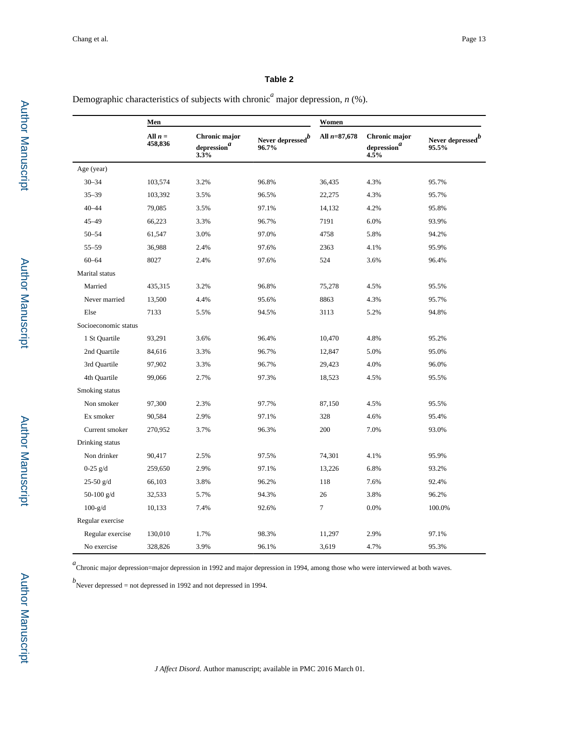## Table 2

Demographic characteristics of subjects with chronic[a] major depression, *n* (%).

| | Men | | | Women | | |
|---|---|---|---|---|---|---|
| | All *n* = 458,836 | Chronic major depression[a] 3.3% | Never depressed[b] 96.7% | All *n*=87,678 | Chronic major depression[a] 4.5% | Never depressed[b] 95.5% |
| Age (year) | | | | | | |
| 30–34 | 103,574 | 3.2% | 96.8% | 36,435 | 4.3% | 95.7% |
| 35–39 | 103,392 | 3.5% | 96.5% | 22,275 | 4.3% | 95.7% |
| 40–44 | 79,085 | 3.5% | 97.1% | 14,132 | 4.2% | 95.8% |
| 45–49 | 66,223 | 3.3% | 96.7% | 7191 | 6.0% | 93.9% |
| 50–54 | 61,547 | 3.0% | 97.0% | 4758 | 5.8% | 94.2% |
| 55–59 | 36,988 | 2.4% | 97.6% | 2363 | 4.1% | 95.9% |
| 60–64 | 8027 | 2.4% | 97.6% | 524 | 3.6% | 96.4% |
| Marital status | | | | | | |
| Married | 435,315 | 3.2% | 96.8% | 75,278 | 4.5% | 95.5% |
| Never married | 13,500 | 4.4% | 95.6% | 8863 | 4.3% | 95.7% |
| Else | 7133 | 5.5% | 94.5% | 3113 | 5.2% | 94.8% |
| Socioeconomic status | | | | | | |
| 1 St Quartile | 93,291 | 3.6% | 96.4% | 10,470 | 4.8% | 95.2% |
| 2nd Quartile | 84,616 | 3.3% | 96.7% | 12,847 | 5.0% | 95.0% |
| 3rd Quartile | 97,902 | 3.3% | 96.7% | 29,423 | 4.0% | 96.0% |
| 4th Quartile | 99,066 | 2.7% | 97.3% | 18,523 | 4.5% | 95.5% |
| Smoking status | | | | | | |
| Non smoker | 97,300 | 2.3% | 97.7% | 87,150 | 4.5% | 95.5% |
| Ex smoker | 90,584 | 2.9% | 97.1% | 328 | 4.6% | 95.4% |
| Current smoker | 270,952 | 3.7% | 96.3% | 200 | 7.0% | 93.0% |
| Drinking status | | | | | | |
| Non drinker | 90,417 | 2.5% | 97.5% | 74,301 | 4.1% | 95.9% |
| 0-25 g/d | 259,650 | 2.9% | 97.1% | 13,226 | 6.8% | 93.2% |
| 25-50 g/d | 66,103 | 3.8% | 96.2% | 118 | 7.6% | 92.4% |
| 50-100 g/d | 32,533 | 5.7% | 94.3% | 26 | 3.8% | 96.2% |
| 100-g/d | 10,133 | 7.4% | 92.6% | 7 | 0.0% | 100.0% |
| Regular exercise | | | | | | |
| Regular exercise | 130,010 | 1.7% | 98.3% | 11,297 | 2.9% | 97.1% |
| No exercise | 328,826 | 3.9% | 96.1% | 3,619 | 4.7% | 95.3% |

[a] Chronic major depression=major depression in 1992 and major depression in 1994, among those who were interviewed at both waves.

[b] Never depressed = not depressed in 1992 and not depressed in 1994.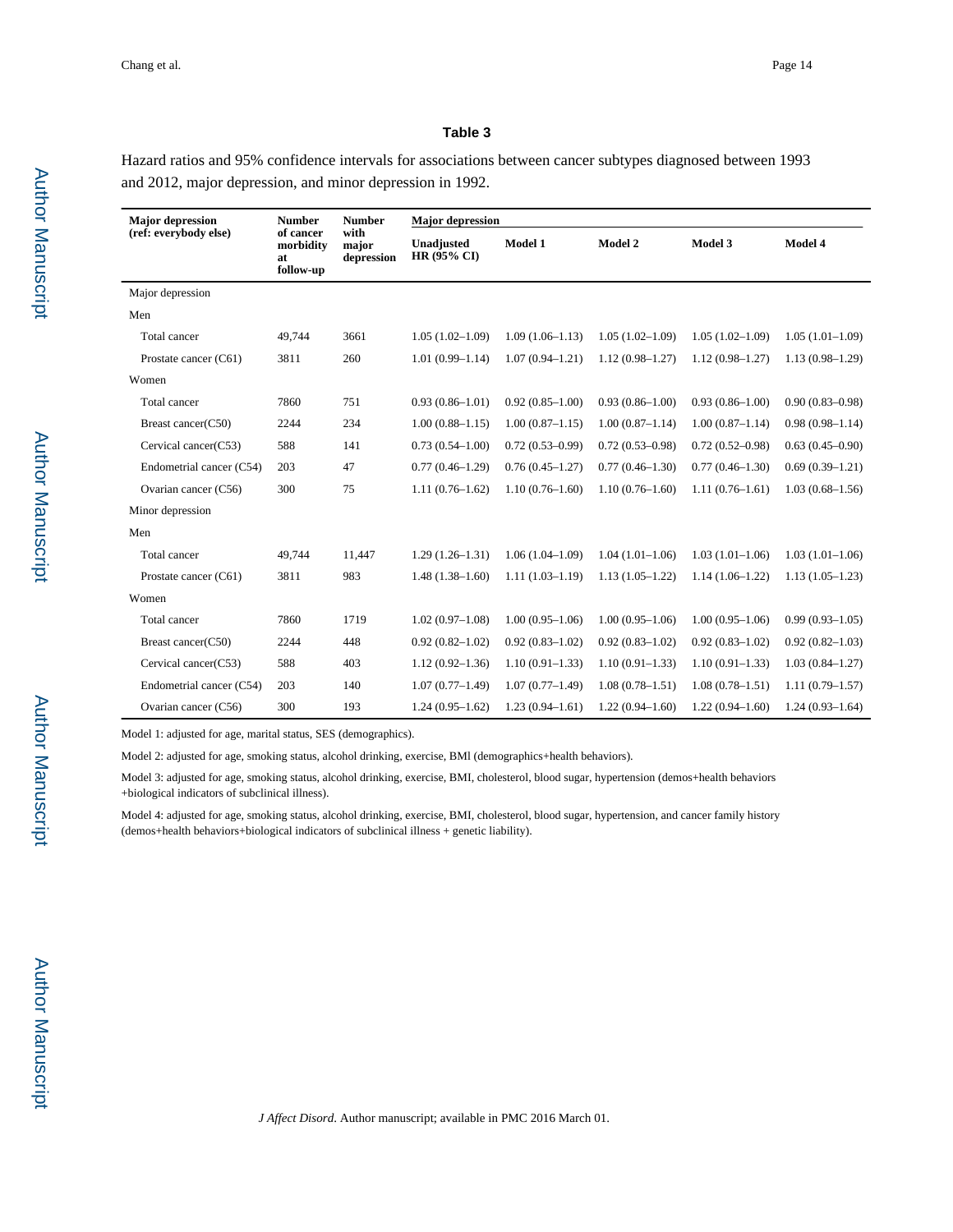**Table 3**

Hazard ratios and 95% confidence intervals for associations between cancer subtypes diagnosed between 1993 and 2012, major depression, and minor depression in 1992.

| Major depression (ref: everybody else) | Number of cancer morbidity at follow-up | Number with major depression | Major depression | | | | |
|---|---|---|---|---|---|---|---|
| | | | Unadjusted HR (95% CI) | Model 1 | Model 2 | Model 3 | Model 4 |
| Major depression | | | | | | | |
| Men | | | | | | | |
| Total cancer | 49,744 | 3661 | 1.05 (1.02–1.09) | 1.09 (1.06–1.13) | 1.05 (1.02–1.09) | 1.05 (1.02–1.09) | 1.05 (1.01–1.09) |
| Prostate cancer (C61) | 3811 | 260 | 1.01 (0.99–1.14) | 1.07 (0.94–1.21) | 1.12 (0.98–1.27) | 1.12 (0.98–1.27) | 1.13 (0.98–1.29) |
| Women | | | | | | | |
| Total cancer | 7860 | 751 | 0.93 (0.86–1.01) | 0.92 (0.85–1.00) | 0.93 (0.86–1.00) | 0.93 (0.86–1.00) | 0.90 (0.83–0.98) |
| Breast cancer(C50) | 2244 | 234 | 1.00 (0.88–1.15) | 1.00 (0.87–1.15) | 1.00 (0.87–1.14) | 1.00 (0.87–1.14) | 0.98 (0.98–1.14) |
| Cervical cancer(C53) | 588 | 141 | 0.73 (0.54–1.00) | 0.72 (0.53–0.99) | 0.72 (0.53–0.98) | 0.72 (0.52–0.98) | 0.63 (0.45–0.90) |
| Endometrial cancer (C54) | 203 | 47 | 0.77 (0.46–1.29) | 0.76 (0.45–1.27) | 0.77 (0.46–1.30) | 0.77 (0.46–1.30) | 0.69 (0.39–1.21) |
| Ovarian cancer (C56) | 300 | 75 | 1.11 (0.76–1.62) | 1.10 (0.76–1.60) | 1.10 (0.76–1.60) | 1.11 (0.76–1.61) | 1.03 (0.68–1.56) |
| Minor depression | | | | | | | |
| Men | | | | | | | |
| Total cancer | 49,744 | 11,447 | 1.29 (1.26–1.31) | 1.06 (1.04–1.09) | 1.04 (1.01–1.06) | 1.03 (1.01–1.06) | 1.03 (1.01–1.06) |
| Prostate cancer (C61) | 3811 | 983 | 1.48 (1.38–1.60) | 1.11 (1.03–1.19) | 1.13 (1.05–1.22) | 1.14 (1.06–1.22) | 1.13 (1.05–1.23) |
| Women | | | | | | | |
| Total cancer | 7860 | 1719 | 1.02 (0.97–1.08) | 1.00 (0.95–1.06) | 1.00 (0.95–1.06) | 1.00 (0.95–1.06) | 0.99 (0.93–1.05) |
| Breast cancer(C50) | 2244 | 448 | 0.92 (0.82–1.02) | 0.92 (0.83–1.02) | 0.92 (0.83–1.02) | 0.92 (0.83–1.02) | 0.92 (0.82–1.03) |
| Cervical cancer(C53) | 588 | 403 | 1.12 (0.92–1.36) | 1.10 (0.91–1.33) | 1.10 (0.91–1.33) | 1.10 (0.91–1.33) | 1.03 (0.84–1.27) |
| Endometrial cancer (C54) | 203 | 140 | 1.07 (0.77–1.49) | 1.07 (0.77–1.49) | 1.08 (0.78–1.51) | 1.08 (0.78–1.51) | 1.11 (0.79–1.57) |
| Ovarian cancer (C56) | 300 | 193 | 1.24 (0.95–1.62) | 1.23 (0.94–1.61) | 1.22 (0.94–1.60) | 1.22 (0.94–1.60) | 1.24 (0.93–1.64) |

Model 1: adjusted for age, marital status, SES (demographics).

Model 2: adjusted for age, smoking status, alcohol drinking, exercise, BMl (demographics+health behaviors).

Model 3: adjusted for age, smoking status, alcohol drinking, exercise, BMI, cholesterol, blood sugar, hypertension (demos+health behaviors +biological indicators of subclinical illness).

Model 4: adjusted for age, smoking status, alcohol drinking, exercise, BMI, cholesterol, blood sugar, hypertension, and cancer family history (demos+health behaviors+biological indicators of subclinical illness + genetic liability).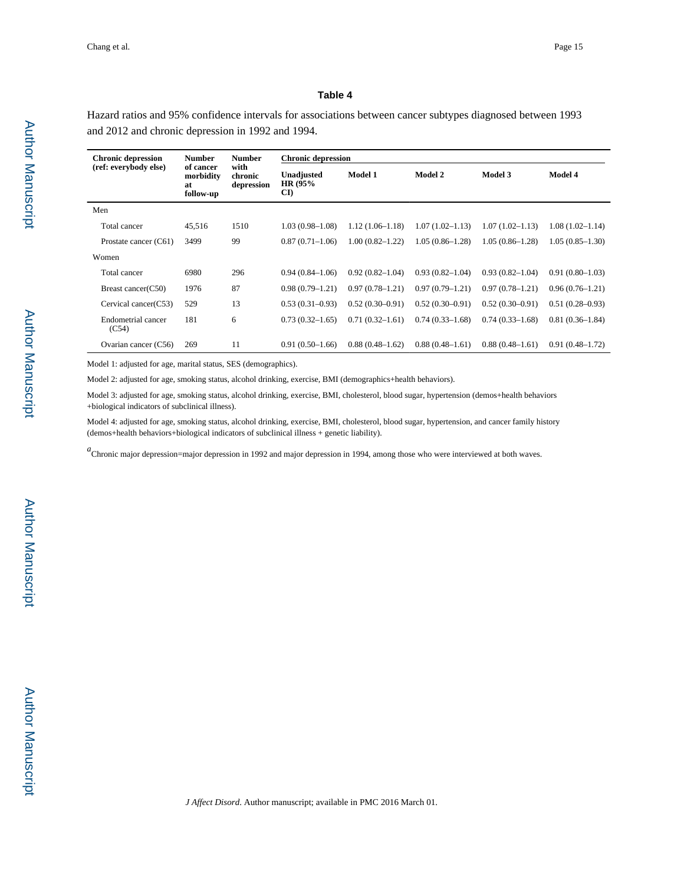## Table 4

Hazard ratios and 95% confidence intervals for associations between cancer subtypes diagnosed between 1993 and 2012 and chronic depression in 1992 and 1994.

| Chronic depression (ref: everybody else) | Number of cancer morbidity at follow-up | Number with chronic depression | Chronic depression | | | | |
|---|---|---|---|---|---|---|---|
| | | | Unadjusted HR (95% CI) | Model 1 | Model 2 | Model 3 | Model 4 |
| Men | | | | | | | |
| Total cancer | 45,516 | 1510 | 1.03 (0.98–1.08) | 1.12 (1.06–1.18) | 1.07 (1.02–1.13) | 1.07 (1.02–1.13) | 1.08 (1.02–1.14) |
| Prostate cancer (C61) | 3499 | 99 | 0.87 (0.71–1.06) | 1.00 (0.82–1.22) | 1.05 (0.86–1.28) | 1.05 (0.86–1.28) | 1.05 (0.85–1.30) |
| Women | | | | | | | |
| Total cancer | 6980 | 296 | 0.94 (0.84–1.06) | 0.92 (0.82–1.04) | 0.93 (0.82–1.04) | 0.93 (0.82–1.04) | 0.91 (0.80–1.03) |
| Breast cancer(C50) | 1976 | 87 | 0.98 (0.79–1.21) | 0.97 (0.78–1.21) | 0.97 (0.79–1.21) | 0.97 (0.78–1.21) | 0.96 (0.76–1.21) |
| Cervical cancer(C53) | 529 | 13 | 0.53 (0.31–0.93) | 0.52 (0.30–0.91) | 0.52 (0.30–0.91) | 0.52 (0.30–0.91) | 0.51 (0.28–0.93) |
| Endometrial cancer (C54) | 181 | 6 | 0.73 (0.32–1.65) | 0.71 (0.32–1.61) | 0.74 (0.33–1.68) | 0.74 (0.33–1.68) | 0.81 (0.36–1.84) |
| Ovarian cancer (C56) | 269 | 11 | 0.91 (0.50–1.66) | 0.88 (0.48–1.62) | 0.88 (0.48–1.61) | 0.88 (0.48–1.61) | 0.91 (0.48–1.72) |

Model 1: adjusted for age, marital status, SES (demographics).

Model 2: adjusted for age, smoking status, alcohol drinking, exercise, BMI (demographics+health behaviors).

Model 3: adjusted for age, smoking status, alcohol drinking, exercise, BMI, cholesterol, blood sugar, hypertension (demos+health behaviors +biological indicators of subclinical illness).

Model 4: adjusted for age, smoking status, alcohol drinking, exercise, BMI, cholesterol, blood sugar, hypertension, and cancer family history (demos+health behaviors+biological indicators of subclinical illness + genetic liability).

[a]Chronic major depression=major depression in 1992 and major depression in 1994, among those who were interviewed at both waves.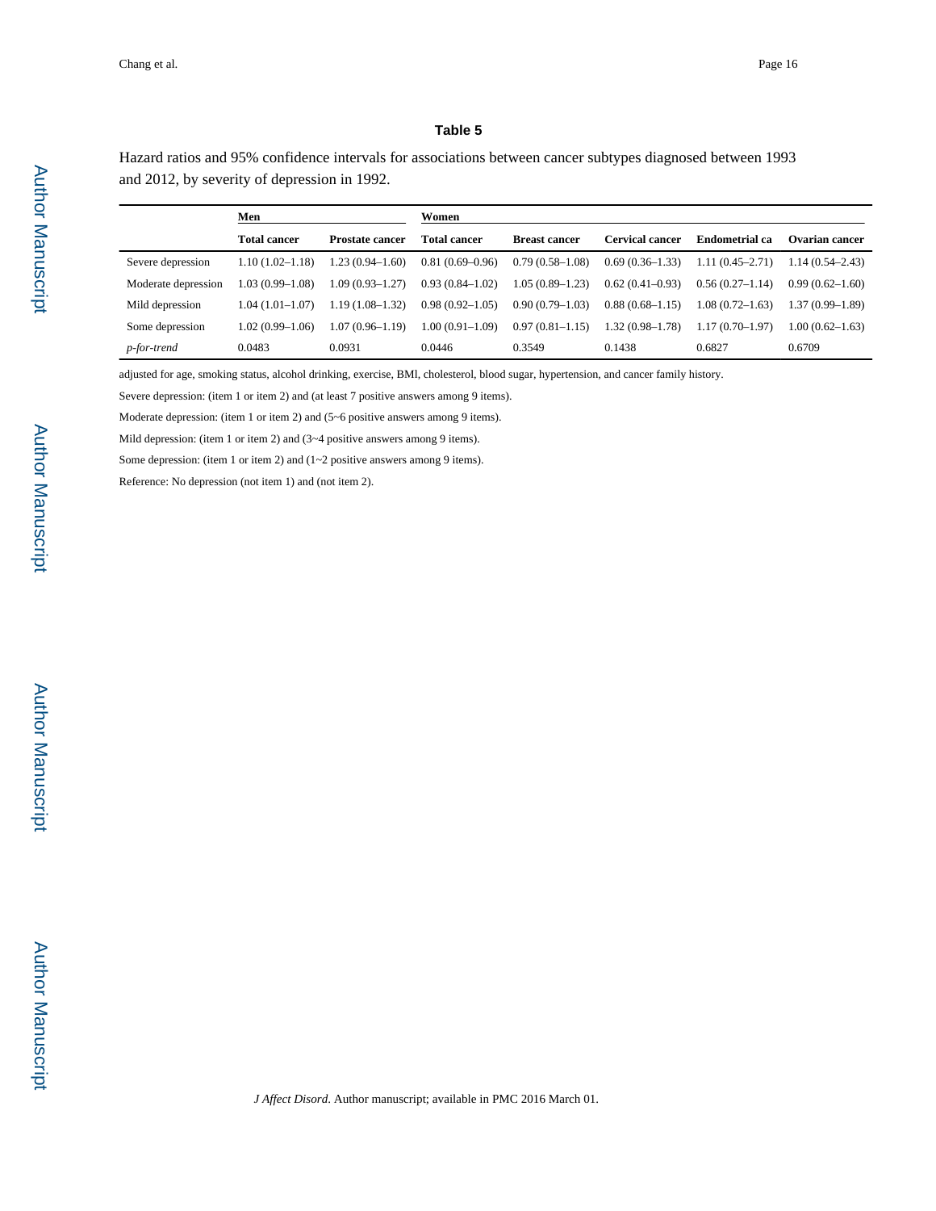### Table 5

Hazard ratios and 95% confidence intervals for associations between cancer subtypes diagnosed between 1993 and 2012, by severity of depression in 1992.

| | Men | | Women | | | | |
|---|---|---|---|---|---|---|---|
| | **Total cancer** | **Prostate cancer** | **Total cancer** | **Breast cancer** | **Cervical cancer** | **Endometrial ca** | **Ovarian cancer** |
| Severe depression | 1.10 (1.02–1.18) | 1.23 (0.94–1.60) | 0.81 (0.69–0.96) | 0.79 (0.58–1.08) | 0.69 (0.36–1.33) | 1.11 (0.45–2.71) | 1.14 (0.54–2.43) |
| Moderate depression | 1.03 (0.99–1.08) | 1.09 (0.93–1.27) | 0.93 (0.84–1.02) | 1.05 (0.89–1.23) | 0.62 (0.41–0.93) | 0.56 (0.27–1.14) | 0.99 (0.62–1.60) |
| Mild depression | 1.04 (1.01–1.07) | 1.19 (1.08–1.32) | 0.98 (0.92–1.05) | 0.90 (0.79–1.03) | 0.88 (0.68–1.15) | 1.08 (0.72–1.63) | 1.37 (0.99–1.89) |
| Some depression | 1.02 (0.99–1.06) | 1.07 (0.96–1.19) | 1.00 (0.91–1.09) | 0.97 (0.81–1.15) | 1.32 (0.98–1.78) | 1.17 (0.70–1.97) | 1.00 (0.62–1.63) |
| *p-for-trend* | 0.0483 | 0.0931 | 0.0446 | 0.3549 | 0.1438 | 0.6827 | 0.6709 |

adjusted for age, smoking status, alcohol drinking, exercise, BMI, cholesterol, blood sugar, hypertension, and cancer family history.

Severe depression: (item 1 or item 2) and (at least 7 positive answers among 9 items).

Moderate depression: (item 1 or item 2) and (5~6 positive answers among 9 items).

Mild depression: (item 1 or item 2) and (3~4 positive answers among 9 items).

Some depression: (item 1 or item 2) and (1~2 positive answers among 9 items).

Reference: No depression (not item 1) and (not item 2).